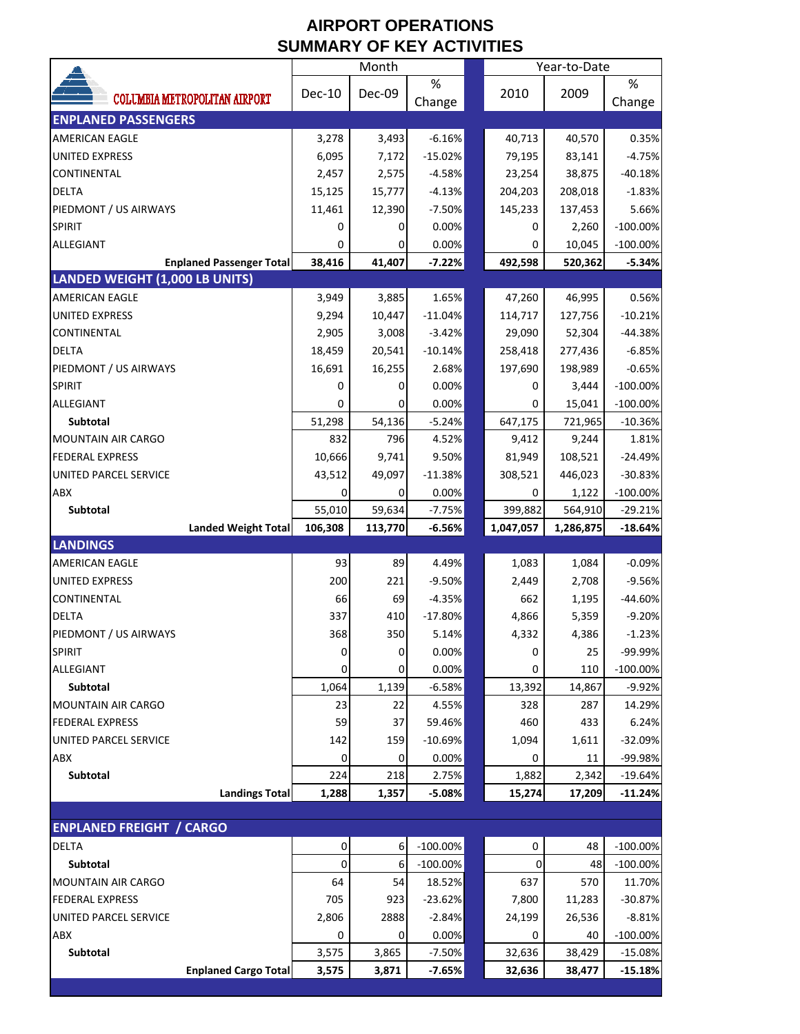# AIRPORT OPERATIONS
# SUMMARY OF KEY ACTIVITIES

| COLUMBIA METROPOLITAN AIRPORT | Month | | | Year-to-Date | | |
|---|---|---|---|---|---|---|
| | Dec-10 | Dec-09 | % Change | 2010 | 2009 | % Change |
| **ENPLANED PASSENGERS** | | | | | | |
| AMERICAN EAGLE | 3,278 | 3,493 | -6.16% | 40,713 | 40,570 | 0.35% |
| UNITED EXPRESS | 6,095 | 7,172 | -15.02% | 79,195 | 83,141 | -4.75% |
| CONTINENTAL | 2,457 | 2,575 | -4.58% | 23,254 | 38,875 | -40.18% |
| DELTA | 15,125 | 15,777 | -4.13% | 204,203 | 208,018 | -1.83% |
| PIEDMONT / US AIRWAYS | 11,461 | 12,390 | -7.50% | 145,233 | 137,453 | 5.66% |
| SPIRIT | 0 | 0 | 0.00% | 0 | 2,260 | -100.00% |
| ALLEGIANT | 0 | 0 | 0.00% | 0 | 10,045 | -100.00% |
| **Enplaned Passenger Total** | **38,416** | **41,407** | **-7.22%** | **492,598** | **520,362** | **-5.34%** |
| **LANDED WEIGHT (1,000 LB UNITS)** | | | | | | |
| AMERICAN EAGLE | 3,949 | 3,885 | 1.65% | 47,260 | 46,995 | 0.56% |
| UNITED EXPRESS | 9,294 | 10,447 | -11.04% | 114,717 | 127,756 | -10.21% |
| CONTINENTAL | 2,905 | 3,008 | -3.42% | 29,090 | 52,304 | -44.38% |
| DELTA | 18,459 | 20,541 | -10.14% | 258,418 | 277,436 | -6.85% |
| PIEDMONT / US AIRWAYS | 16,691 | 16,255 | 2.68% | 197,690 | 198,989 | -0.65% |
| SPIRIT | 0 | 0 | 0.00% | 0 | 3,444 | -100.00% |
| ALLEGIANT | 0 | 0 | 0.00% | 0 | 15,041 | -100.00% |
| **Subtotal** | 51,298 | 54,136 | -5.24% | 647,175 | 721,965 | -10.36% |
| MOUNTAIN AIR CARGO | 832 | 796 | 4.52% | 9,412 | 9,244 | 1.81% |
| FEDERAL EXPRESS | 10,666 | 9,741 | 9.50% | 81,949 | 108,521 | -24.49% |
| UNITED PARCEL SERVICE | 43,512 | 49,097 | -11.38% | 308,521 | 446,023 | -30.83% |
| ABX | 0 | 0 | 0.00% | 0 | 1,122 | -100.00% |
| **Subtotal** | 55,010 | 59,634 | -7.75% | 399,882 | 564,910 | -29.21% |
| **Landed Weight Total** | **106,308** | **113,770** | **-6.56%** | **1,047,057** | **1,286,875** | **-18.64%** |
| **LANDINGS** | | | | | | |
| AMERICAN EAGLE | 93 | 89 | 4.49% | 1,083 | 1,084 | -0.09% |
| UNITED EXPRESS | 200 | 221 | -9.50% | 2,449 | 2,708 | -9.56% |
| CONTINENTAL | 66 | 69 | -4.35% | 662 | 1,195 | -44.60% |
| DELTA | 337 | 410 | -17.80% | 4,866 | 5,359 | -9.20% |
| PIEDMONT / US AIRWAYS | 368 | 350 | 5.14% | 4,332 | 4,386 | -1.23% |
| SPIRIT | 0 | 0 | 0.00% | 0 | 25 | -99.99% |
| ALLEGIANT | 0 | 0 | 0.00% | 0 | 110 | -100.00% |
| **Subtotal** | 1,064 | 1,139 | -6.58% | 13,392 | 14,867 | -9.92% |
| MOUNTAIN AIR CARGO | 23 | 22 | 4.55% | 328 | 287 | 14.29% |
| FEDERAL EXPRESS | 59 | 37 | 59.46% | 460 | 433 | 6.24% |
| UNITED PARCEL SERVICE | 142 | 159 | -10.69% | 1,094 | 1,611 | -32.09% |
| ABX | 0 | 0 | 0.00% | 0 | 11 | -99.98% |
| **Subtotal** | 224 | 218 | 2.75% | 1,882 | 2,342 | -19.64% |
| **Landings Total** | **1,288** | **1,357** | **-5.08%** | **15,274** | **17,209** | **-11.24%** |
| **ENPLANED FREIGHT / CARGO** | | | | | | |
| DELTA | 0 | 6 | -100.00% | 0 | 48 | -100.00% |
| **Subtotal** | 0 | 6 | -100.00% | 0 | 48 | -100.00% |
| MOUNTAIN AIR CARGO | 64 | 54 | 18.52% | 637 | 570 | 11.70% |
| FEDERAL EXPRESS | 705 | 923 | -23.62% | 7,800 | 11,283 | -30.87% |
| UNITED PARCEL SERVICE | 2,806 | 2888 | -2.84% | 24,199 | 26,536 | -8.81% |
| ABX | 0 | 0 | 0.00% | 0 | 40 | -100.00% |
| **Subtotal** | 3,575 | 3,865 | -7.50% | 32,636 | 38,429 | -15.08% |
| **Enplaned Cargo Total** | **3,575** | **3,871** | **-7.65%** | **32,636** | **38,477** | **-15.18%** |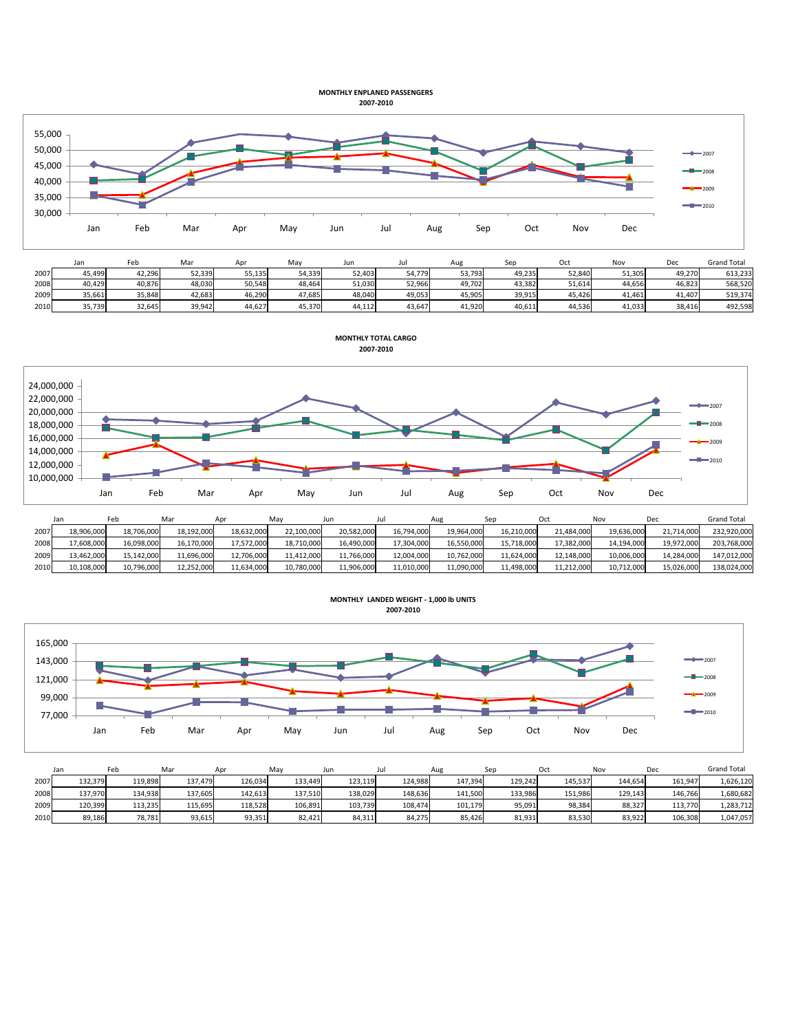## MONTHLY ENPLANED PASSENGERS
### 2007-2010

| | Jan | Feb | Mar | Apr | May | Jun | Jul | Aug | Sep | Oct | Nov | Dec | Grand Total |
|---|---|---|---|---|---|---|---|---|---|---|---|---|---|
| 2007 | 45,499 | 42,296 | 52,339 | 55,135 | 54,339 | 52,403 | 54,779 | 53,793 | 49,235 | 52,840 | 51,305 | 49,270 | 613,233 |
| 2008 | 40,429 | 40,876 | 48,030 | 50,548 | 48,464 | 51,030 | 52,966 | 49,702 | 43,382 | 51,614 | 44,656 | 46,823 | 568,520 |
| 2009 | 35,661 | 35,848 | 42,683 | 46,290 | 47,685 | 48,040 | 49,053 | 45,905 | 39,915 | 45,426 | 41,461 | 41,407 | 519,374 |
| 2010 | 35,739 | 32,645 | 39,942 | 44,627 | 45,370 | 44,112 | 43,647 | 41,920 | 40,611 | 44,536 | 41,033 | 38,416 | 492,598 |

## MONTHLY TOTAL CARGO
### 2007-2010

| | Jan | Feb | Mar | Apr | May | Jun | Jul | Aug | Sep | Oct | Nov | Dec | Grand Total |
|---|---|---|---|---|---|---|---|---|---|---|---|---|---|
| 2007 | 18,906,000 | 18,706,000 | 18,192,000 | 18,632,000 | 22,100,000 | 20,582,000 | 16,794,000 | 19,964,000 | 16,210,000 | 21,484,000 | 19,636,000 | 21,714,000 | 232,920,000 |
| 2008 | 17,608,000 | 16,098,000 | 16,170,000 | 17,572,000 | 18,710,000 | 16,490,000 | 17,304,000 | 16,550,000 | 15,718,000 | 17,382,000 | 14,194,000 | 19,972,000 | 203,768,000 |
| 2009 | 13,462,000 | 15,142,000 | 11,696,000 | 12,706,000 | 11,412,000 | 11,766,000 | 12,004,000 | 10,762,000 | 11,624,000 | 12,148,000 | 10,006,000 | 14,284,000 | 147,012,000 |
| 2010 | 10,108,000 | 10,796,000 | 12,252,000 | 11,634,000 | 10,780,000 | 11,906,000 | 11,010,000 | 11,090,000 | 11,498,000 | 11,212,000 | 10,712,000 | 15,026,000 | 138,024,000 |

## MONTHLY LANDED WEIGHT - 1,000 lb UNITS
### 2007-2010

| | Jan | Feb | Mar | Apr | May | Jun | Jul | Aug | Sep | Oct | Nov | Dec | Grand Total |
|---|---|---|---|---|---|---|---|---|---|---|---|---|---|
| 2007 | 132,379 | 119,898 | 137,479 | 126,034 | 133,449 | 123,119 | 124,988 | 147,394 | 129,242 | 145,537 | 144,654 | 161,947 | 1,626,120 |
| 2008 | 137,970 | 134,938 | 137,605 | 142,613 | 137,510 | 138,029 | 148,636 | 141,500 | 133,986 | 151,986 | 129,143 | 146,766 | 1,680,682 |
| 2009 | 120,399 | 113,235 | 115,695 | 118,528 | 106,891 | 103,739 | 108,474 | 101,179 | 95,091 | 98,384 | 88,327 | 113,770 | 1,283,712 |
| 2010 | 89,186 | 78,781 | 93,615 | 93,351 | 82,421 | 84,311 | 84,275 | 85,426 | 81,931 | 83,530 | 83,922 | 106,308 | 1,047,057 |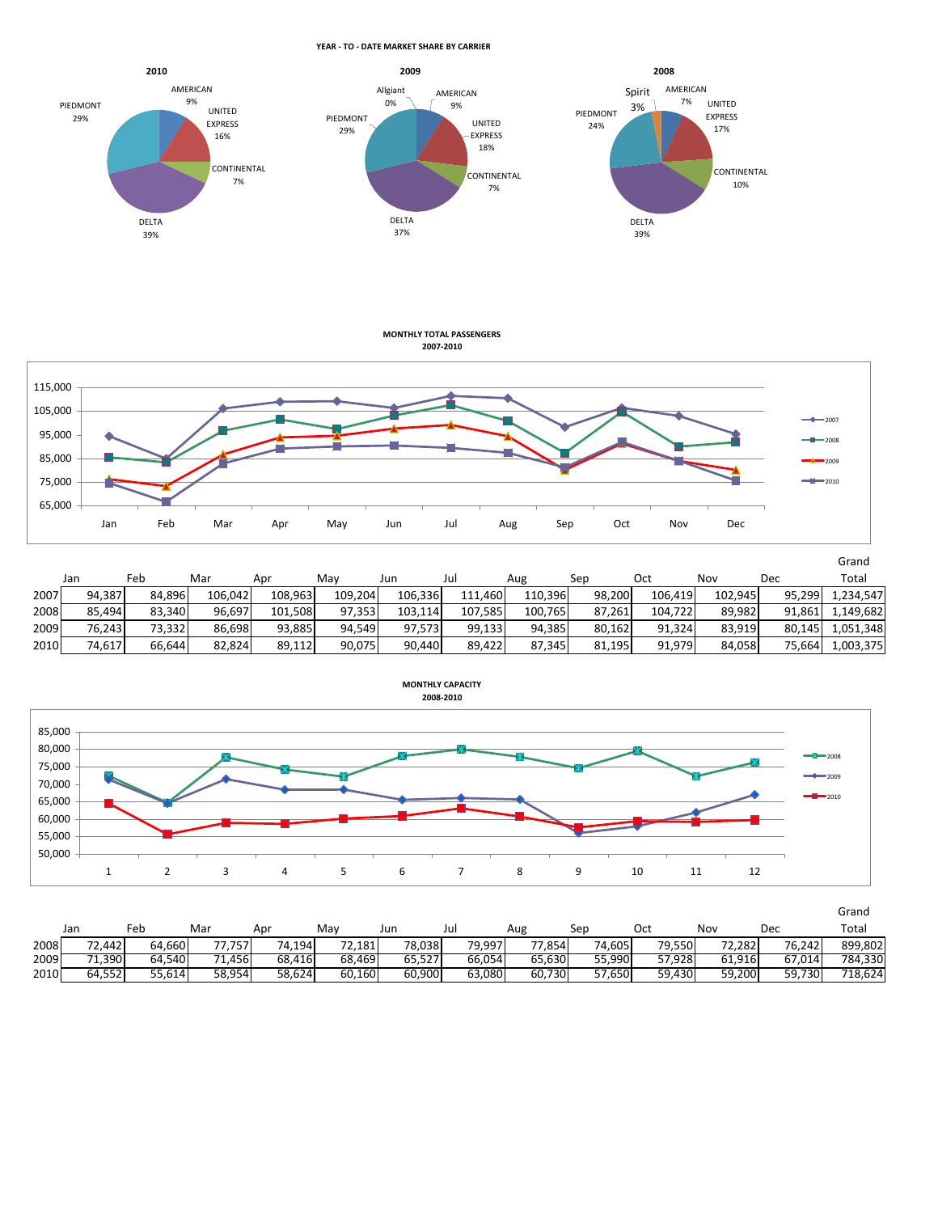YEAR - TO - DATE MARKET SHARE BY CARRIER

2010

AMERICAN 9%
UNITED EXPRESS 16%
CONTINENTAL 7%
DELTA 39%
PIEDMONT 29%

2009

Allgiant 0%
AMERICAN 9%
UNITED EXPRESS 18%
CONTINENTAL 7%
DELTA 37%
PIEDMONT 29%

2008

Spirit 3%
AMERICAN 7%
UNITED EXPRESS 17%
CONTINENTAL 10%
DELTA 39%
PIEDMONT 24%

MONTHLY TOTAL PASSENGERS
2007-2010

115,000
105,000
95,000
85,000
75,000
65,000

Jan Feb Mar Apr May Jun Jul Aug Sep Oct Nov Dec

2007
2008
2009
2010

| | Jan | Feb | Mar | Apr | May | Jun | Jul | Aug | Sep | Oct | Nov | Dec | Grand Total |
|---|---|---|---|---|---|---|---|---|---|---|---|---|---|
| 2007 | 94,387 | 84,896 | 106,042 | 108,963 | 109,204 | 106,336 | 111,460 | 110,396 | 98,200 | 106,419 | 102,945 | 95,299 | 1,234,547 |
| 2008 | 85,494 | 83,340 | 96,697 | 101,508 | 97,353 | 103,114 | 107,585 | 100,765 | 87,261 | 104,722 | 89,982 | 91,861 | 1,149,682 |
| 2009 | 76,243 | 73,332 | 86,698 | 93,885 | 94,549 | 97,573 | 99,133 | 94,385 | 80,162 | 91,324 | 83,919 | 80,145 | 1,051,348 |
| 2010 | 74,617 | 66,644 | 82,824 | 89,112 | 90,075 | 90,440 | 89,422 | 87,345 | 81,195 | 91,979 | 84,058 | 75,664 | 1,003,375 |

MONTHLY CAPACITY
2008-2010

85,000
80,000
75,000
70,000
65,000
60,000
55,000
50,000

1 2 3 4 5 6 7 8 9 10 11 12

2008
2009
2010

| | Jan | Feb | Mar | Apr | May | Jun | Jul | Aug | Sep | Oct | Nov | Dec | Grand Total |
|---|---|---|---|---|---|---|---|---|---|---|---|---|---|
| 2008 | 72,442 | 64,660 | 77,757 | 74,194 | 72,181 | 78,038 | 79,997 | 77,854 | 74,605 | 79,550 | 72,282 | 76,242 | 899,802 |
| 2009 | 71,390 | 64,540 | 71,456 | 68,416 | 68,469 | 65,527 | 66,054 | 65,630 | 55,990 | 57,928 | 61,916 | 67,014 | 784,330 |
| 2010 | 64,552 | 55,614 | 58,954 | 58,624 | 60,160 | 60,900 | 63,080 | 60,730 | 57,650 | 59,430 | 59,200 | 59,730 | 718,624 |